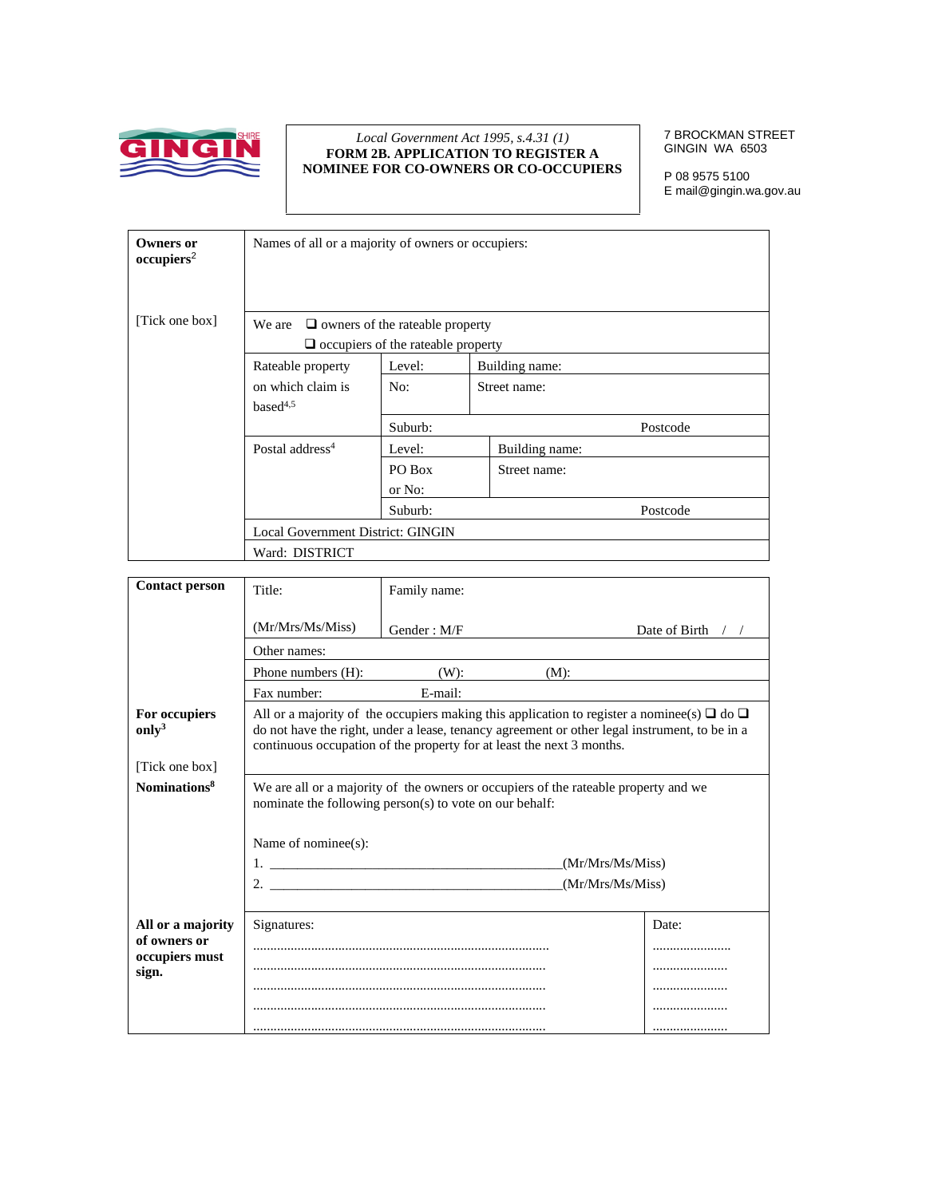GINGIN SHIRE

*Local Government Act 1995, s.4.31 (1)*

**FORM 2B. APPLICATION TO REGISTER A NOMINEE FOR CO-OWNERS OR CO-OCCUPIERS**

7 BROCKMAN STREET
GINGIN WA 6503

P 08 9575 5100
E mail@gingin.wa.gov.au

| | | | |
|---|---|---|---|
| **Owners or occupiers**[2] | Names of all or a majority of owners or occupiers: | | |
| [Tick one box] | We are ❑ owners of the rateable property<br>❑ occupiers of the rateable property | | |
| | Rateable property on which claim is based[4,5] | Level: | Building name: |
| | | No: | Street name: |
| | | Suburb: | Postcode |
| | Postal address[4] | Level: | Building name: |
| | | PO Box or No: | Street name: |
| | | Suburb: | Postcode |
| | Local Government District: GINGIN | | |
| | Ward: DISTRICT | | |

| | | | |
|---|---|---|---|
| **Contact person** | Title:<br><br>(Mr/Mrs/Ms/Miss) | Family name:<br><br>Gender : M/F | Date of Birth / / |
| | Other names: | | |
| | Phone numbers (H): | (W): | (M): |
| | Fax number: | E-mail: | |
| **For occupiers only**[3]<br><br>[Tick one box] | All or a majority of the occupiers making this application to register a nominee(s) ❑ do ❑ do not have the right, under a lease, tenancy agreement or other legal instrument, to be in a continuous occupation of the property for at least the next 3 months. | | |
| **Nominations**[8] | We are all or a majority of the owners or occupiers of the rateable property and we nominate the following person(s) to vote on our behalf:<br><br>Name of nominee(s):<br>1. _______________________________________(Mr/Mrs/Ms/Miss)<br>2. _______________________________________(Mr/Mrs/Ms/Miss) | | |
| **All or a majority of owners or occupiers must sign.** | Signatures:<br>.......................................................................................<br>.......................................................................................<br>.......................................................................................<br>.......................................................................................<br>....................................................................................... | | Date:<br>......................<br>......................<br>......................<br>......................<br>...................... |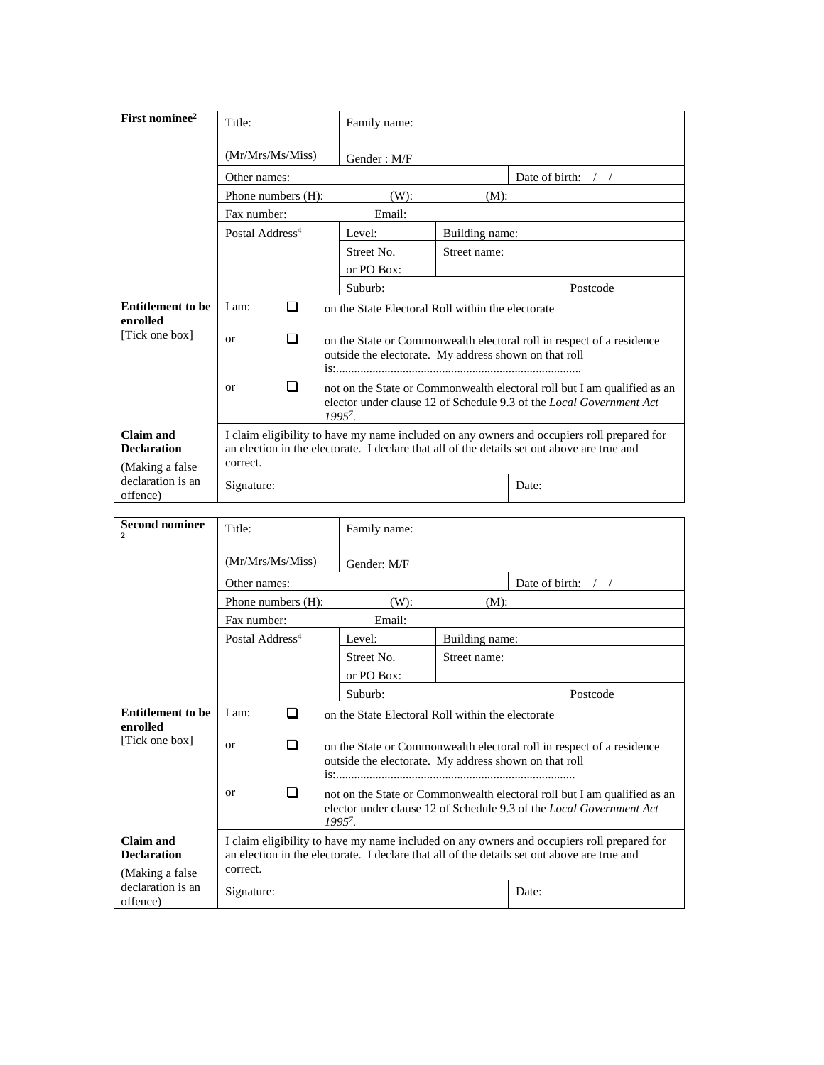| | | | | |
|---|---|---|---|---|
| **First nominee**[2] | Title: (Mr/Mrs/Ms/Miss) | Family name: Gender : M/F | | |
| | Other names: | | | Date of birth: / / |
| | Phone numbers (H): (W): (M): | | | |
| | Fax number: Email: | | | |
| | Postal Address[4] | Level: | Building name: | |
| | | Street No. or PO Box: | Street name: | |
| | | Suburb: Postcode | | |
| **Entitlement to be enrolled** [Tick one box] | I am: ❑ on the State Electoral Roll within the electorate | | | |
| | or ❑ on the State or Commonwealth electoral roll in respect of a residence outside the electorate. My address shown on that roll is:................................................................................ | | | |
| | or ❑ not on the State or Commonwealth electoral roll but I am qualified as an elector under clause 12 of Schedule 9.3 of the *Local Government Act 1995*[7]. | | | |
| **Claim and Declaration** (Making a false declaration is an offence) | I claim eligibility to have my name included on any owners and occupiers roll prepared for an election in the electorate. I declare that all of the details set out above are true and correct. | | | |
| | Signature: | | | Date: |

| | | | | |
|---|---|---|---|---|
| **Second nominee**[2] | Title: (Mr/Mrs/Ms/Miss) | Family name: Gender: M/F | | |
| | Other names: | | | Date of birth: / / |
| | Phone numbers (H): (W): (M): | | | |
| | Fax number: Email: | | | |
| | Postal Address[4] | Level: | Building name: | |
| | | Street No. or PO Box: | Street name: | |
| | | Suburb: Postcode | | |
| **Entitlement to be enrolled** [Tick one box] | I am: ❑ on the State Electoral Roll within the electorate | | | |
| | or ❑ on the State or Commonwealth electoral roll in respect of a residence outside the electorate. My address shown on that roll is:.............................................................................. | | | |
| | or ❑ not on the State or Commonwealth electoral roll but I am qualified as an elector under clause 12 of Schedule 9.3 of the *Local Government Act 1995*[7]. | | | |
| **Claim and Declaration** (Making a false declaration is an offence) | I claim eligibility to have my name included on any owners and occupiers roll prepared for an election in the electorate. I declare that all of the details set out above are true and correct. | | | |
| | Signature: | | | Date: |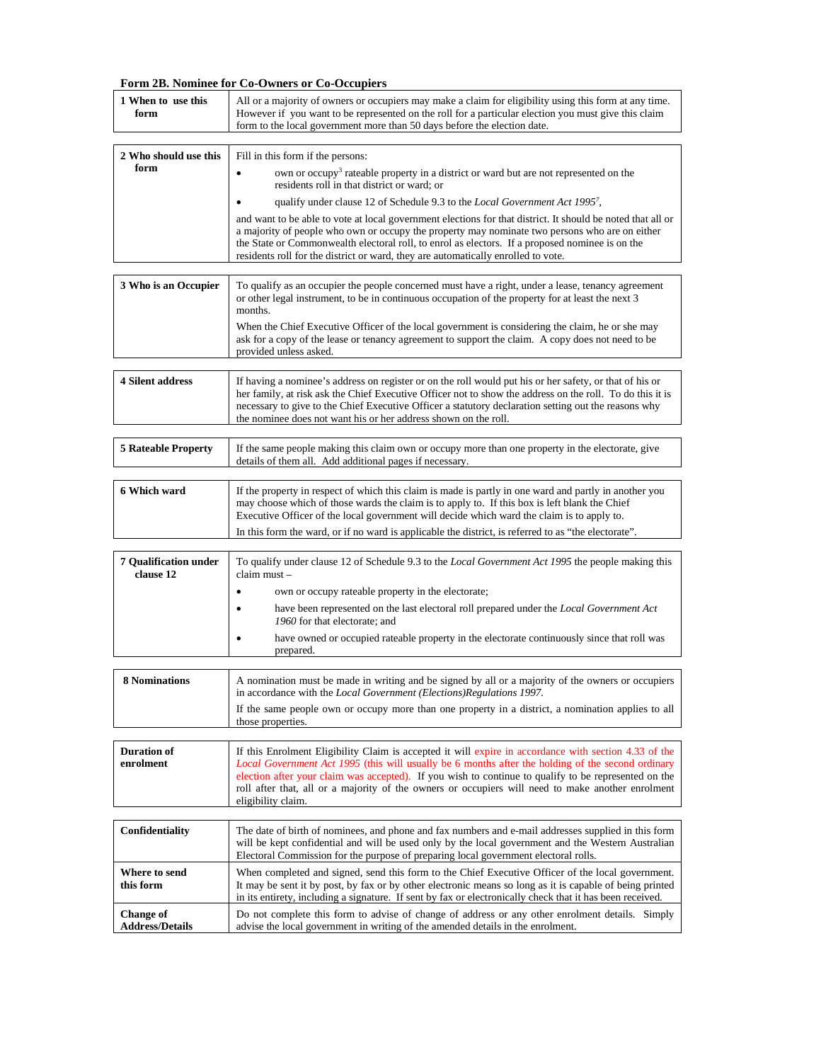## Form 2B. Nominee for Co-Owners or Co-Occupiers

| | |
|---|---|
| **1 When to use this form** | All or a majority of owners or occupiers may make a claim for eligibility using this form at any time. However if you want to be represented on the roll for a particular election you must give this claim form to the local government more than 50 days before the election date. |

| | |
|---|---|
| **2 Who should use this form** | Fill in this form if the persons:<br>• own or occupy[3] rateable property in a district or ward but are not represented on the residents roll in that district or ward; or<br>• qualify under clause 12 of Schedule 9.3 to the *Local Government Act 1995*[7],<br>and want to be able to vote at local government elections for that district. It should be noted that all or a majority of people who own or occupy the property may nominate two persons who are on either the State or Commonwealth electoral roll, to enrol as electors. If a proposed nominee is on the residents roll for the district or ward, they are automatically enrolled to vote. |

| | |
|---|---|
| **3 Who is an Occupier** | To qualify as an occupier the people concerned must have a right, under a lease, tenancy agreement or other legal instrument, to be in continuous occupation of the property for at least the next 3 months.<br>When the Chief Executive Officer of the local government is considering the claim, he or she may ask for a copy of the lease or tenancy agreement to support the claim. A copy does not need to be provided unless asked. |

| | |
|---|---|
| **4 Silent address** | If having a nominee's address on register or on the roll would put his or her safety, or that of his or her family, at risk ask the Chief Executive Officer not to show the address on the roll. To do this it is necessary to give to the Chief Executive Officer a statutory declaration setting out the reasons why the nominee does not want his or her address shown on the roll. |

| | |
|---|---|
| **5 Rateable Property** | If the same people making this claim own or occupy more than one property in the electorate, give details of them all. Add additional pages if necessary. |

| | |
|---|---|
| **6 Which ward** | If the property in respect of which this claim is made is partly in one ward and partly in another you may choose which of those wards the claim is to apply to. If this box is left blank the Chief Executive Officer of the local government will decide which ward the claim is to apply to.<br>In this form the ward, or if no ward is applicable the district, is referred to as "the electorate". |

| | |
|---|---|
| **7 Qualification under clause 12** | To qualify under clause 12 of Schedule 9.3 to the *Local Government Act 1995* the people making this claim must –<br>• own or occupy rateable property in the electorate;<br>• have been represented on the last electoral roll prepared under the *Local Government Act 1960* for that electorate; and<br>• have owned or occupied rateable property in the electorate continuously since that roll was prepared. |

| | |
|---|---|
| **8 Nominations** | A nomination must be made in writing and be signed by all or a majority of the owners or occupiers in accordance with the *Local Government (Elections)Regulations 1997*.<br>If the same people own or occupy more than one property in a district, a nomination applies to all those properties. |

| | |
|---|---|
| **Duration of enrolment** | If this Enrolment Eligibility Claim is accepted it will expire in accordance with section 4.33 of the *Local Government Act 1995* (this will usually be 6 months after the holding of the second ordinary election after your claim was accepted). If you wish to continue to qualify to be represented on the roll after that, all or a majority of the owners or occupiers will need to make another enrolment eligibility claim. |

| | |
|---|---|
| **Confidentiality** | The date of birth of nominees, and phone and fax numbers and e-mail addresses supplied in this form will be kept confidential and will be used only by the local government and the Western Australian Electoral Commission for the purpose of preparing local government electoral rolls. |
| **Where to send this form** | When completed and signed, send this form to the Chief Executive Officer of the local government. It may be sent it by post, by fax or by other electronic means so long as it is capable of being printed in its entirety, including a signature. If sent by fax or electronically check that it has been received. |
| **Change of Address/Details** | Do not complete this form to advise of change of address or any other enrolment details. Simply advise the local government in writing of the amended details in the enrolment. |